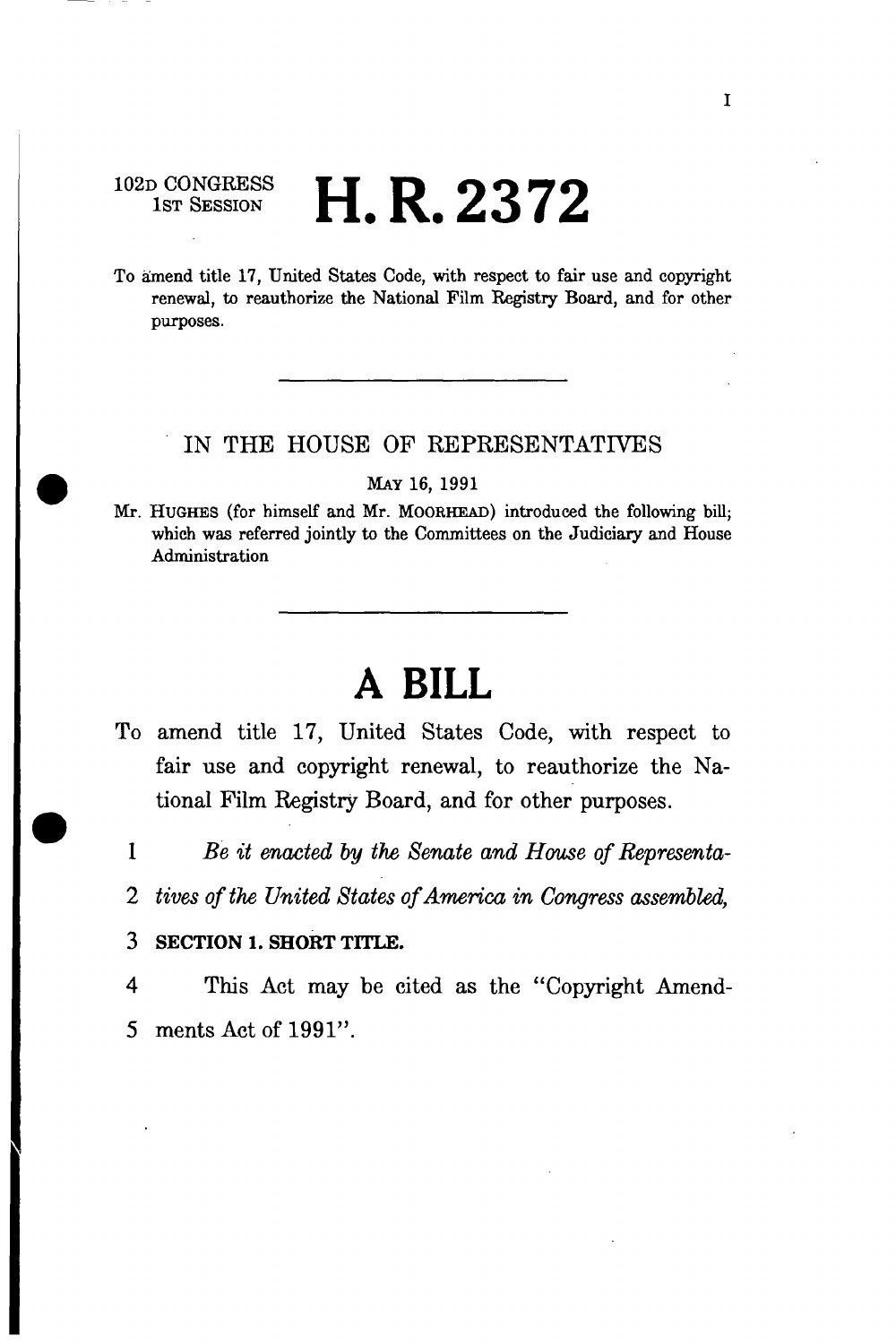102D CONGRESS
1ST SESSION

# H. R. 2372

To amend title 17, United States Code, with respect to fair use and copyright renewal, to reauthorize the National Film Registry Board, and for other purposes.

---

IN THE HOUSE OF REPRESENTATIVES

MAY 16, 1991

Mr. HUGHES (for himself and Mr. MOORHEAD) introduced the following bill; which was referred jointly to the Committees on the Judiciary and House Administration

---

# A BILL

To amend title 17, United States Code, with respect to fair use and copyright renewal, to reauthorize the National Film Registry Board, and for other purposes.

1 *Be it enacted by the Senate and House of Representa-*
2 *tives of the United States of America in Congress assembled,*

3 **SECTION 1. SHORT TITLE.**

4 This Act may be cited as the "Copyright Amend-
5 ments Act of 1991".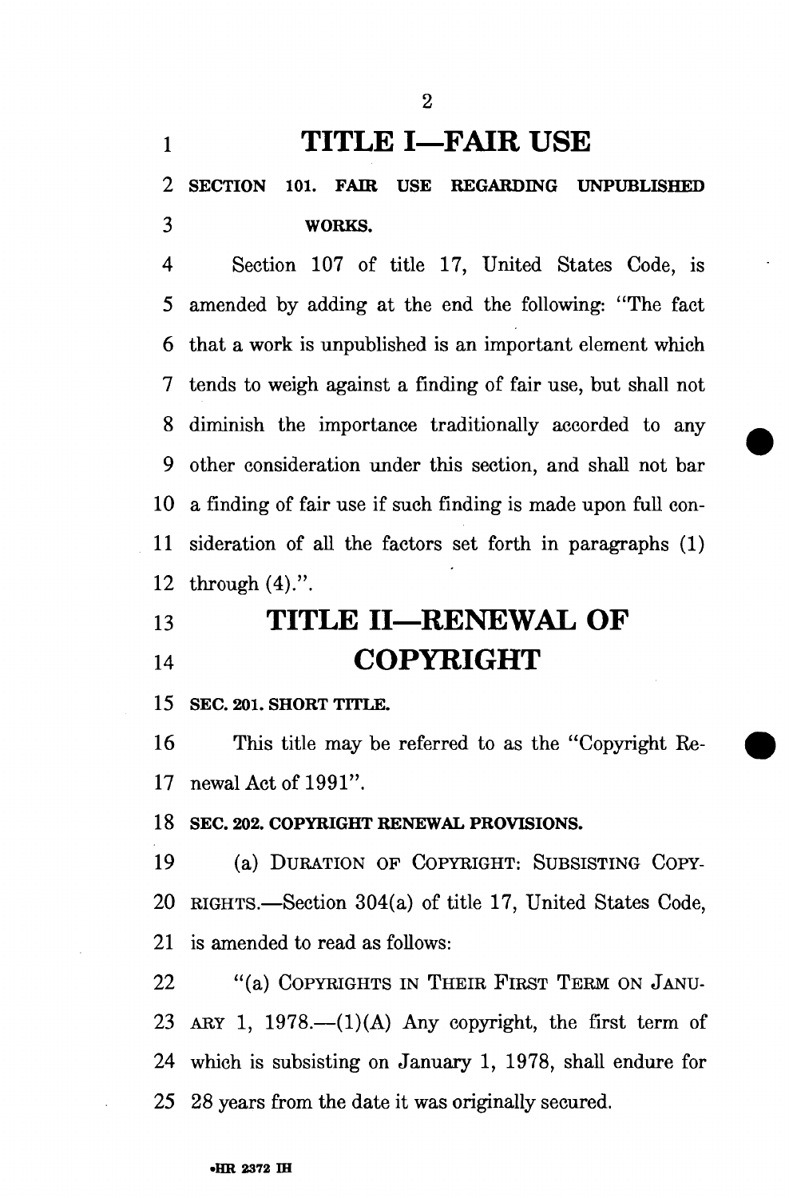# TITLE I—FAIR USE

**SECTION 101. FAIR USE REGARDING UNPUBLISHED WORKS.**

Section 107 of title 17, United States Code, is amended by adding at the end the following: "The fact that a work is unpublished is an important element which tends to weigh against a finding of fair use, but shall not diminish the importance traditionally accorded to any other consideration under this section, and shall not bar a finding of fair use if such finding is made upon full consideration of all the factors set forth in paragraphs (1) through (4).".

# TITLE II—RENEWAL OF COPYRIGHT

**SEC. 201. SHORT TITLE.**

This title may be referred to as the "Copyright Renewal Act of 1991".

**SEC. 202. COPYRIGHT RENEWAL PROVISIONS.**

(a) DURATION OF COPYRIGHT: SUBSISTING COPYRIGHTS.—Section 304(a) of title 17, United States Code, is amended to read as follows:

"(a) COPYRIGHTS IN THEIR FIRST TERM ON JANUARY 1, 1978.—(1)(A) Any copyright, the first term of which is subsisting on January 1, 1978, shall endure for 28 years from the date it was originally secured.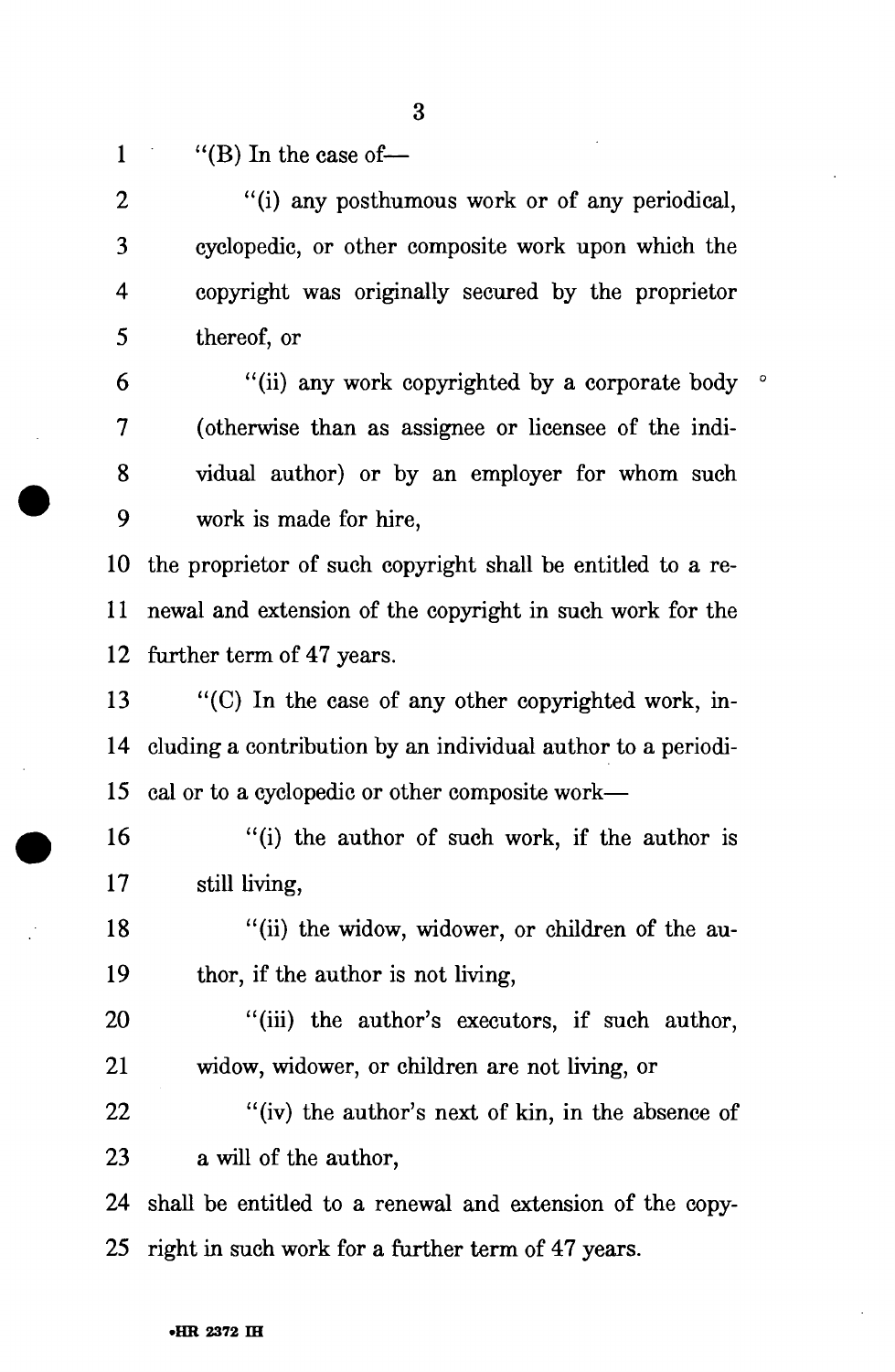"(B) In the case of—

"(i) any posthumous work or of any periodical, cyclopedic, or other composite work upon which the copyright was originally secured by the proprietor thereof, or

"(ii) any work copyrighted by a corporate body (otherwise than as assignee or licensee of the individual author) or by an employer for whom such work is made for hire,

the proprietor of such copyright shall be entitled to a renewal and extension of the copyright in such work for the further term of 47 years.

"(C) In the case of any other copyrighted work, including a contribution by an individual author to a periodical or to a cyclopedic or other composite work—

"(i) the author of such work, if the author is still living,

"(ii) the widow, widower, or children of the author, if the author is not living,

"(iii) the author's executors, if such author, widow, widower, or children are not living, or

"(iv) the author's next of kin, in the absence of a will of the author,

shall be entitled to a renewal and extension of the copyright in such work for a further term of 47 years.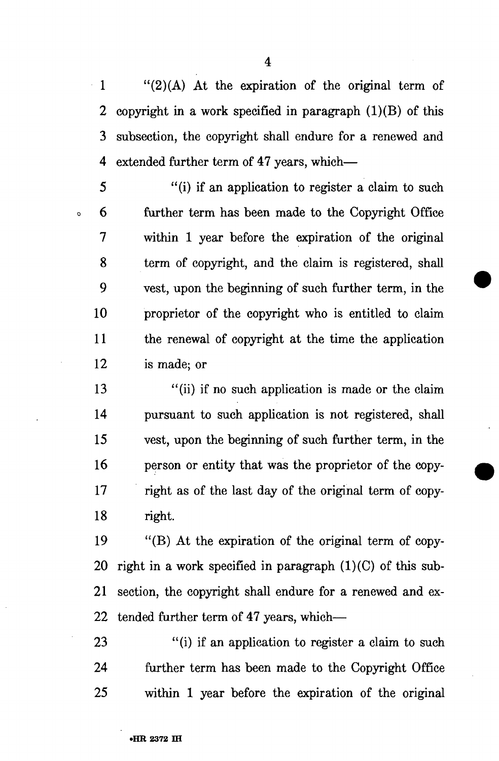"(2)(A) At the expiration of the original term of copyright in a work specified in paragraph (1)(B) of this subsection, the copyright shall endure for a renewed and extended further term of 47 years, which—

"(i) if an application to register a claim to such further term has been made to the Copyright Office within 1 year before the expiration of the original term of copyright, and the claim is registered, shall vest, upon the beginning of such further term, in the proprietor of the copyright who is entitled to claim the renewal of copyright at the time the application is made; or

"(ii) if no such application is made or the claim pursuant to such application is not registered, shall vest, upon the beginning of such further term, in the person or entity that was the proprietor of the copyright as of the last day of the original term of copyright.

"(B) At the expiration of the original term of copyright in a work specified in paragraph (1)(C) of this subsection, the copyright shall endure for a renewed and extended further term of 47 years, which—

"(i) if an application to register a claim to such further term has been made to the Copyright Office within 1 year before the expiration of the original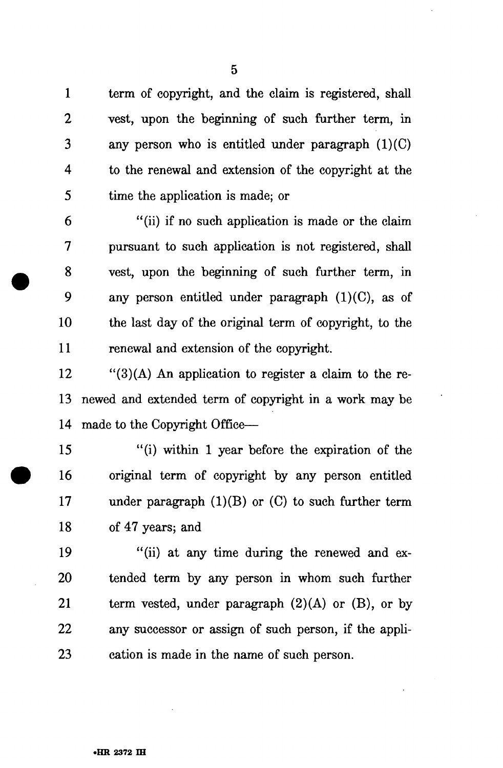term of copyright, and the claim is registered, shall vest, upon the beginning of such further term, in any person who is entitled under paragraph (1)(C) to the renewal and extension of the copyright at the time the application is made; or

"(ii) if no such application is made or the claim pursuant to such application is not registered, shall vest, upon the beginning of such further term, in any person entitled under paragraph (1)(C), as of the last day of the original term of copyright, to the renewal and extension of the copyright.

"(3)(A) An application to register a claim to the renewed and extended term of copyright in a work may be made to the Copyright Office—

"(i) within 1 year before the expiration of the original term of copyright by any person entitled under paragraph (1)(B) or (C) to such further term of 47 years; and

"(ii) at any time during the renewed and extended term by any person in whom such further term vested, under paragraph (2)(A) or (B), or by any successor or assign of such person, if the application is made in the name of such person.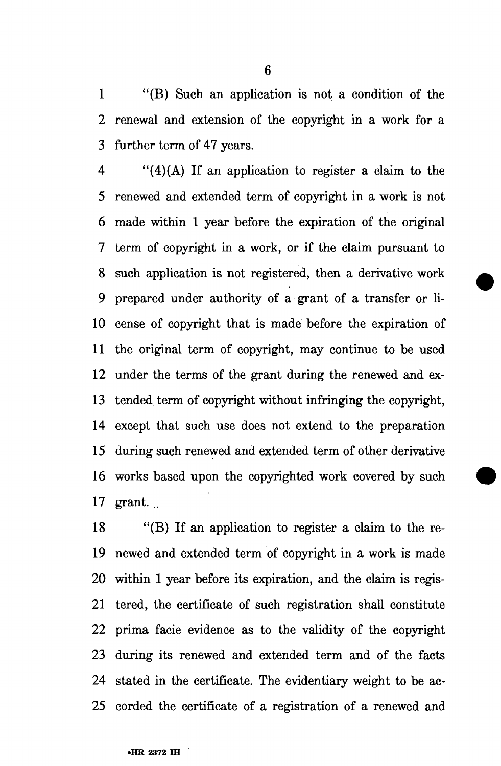"(B) Such an application is not a condition of the renewal and extension of the copyright in a work for a further term of 47 years.

"(4)(A) If an application to register a claim to the renewed and extended term of copyright in a work is not made within 1 year before the expiration of the original term of copyright in a work, or if the claim pursuant to such application is not registered, then a derivative work prepared under authority of a grant of a transfer or license of copyright that is made before the expiration of the original term of copyright, may continue to be used under the terms of the grant during the renewed and extended term of copyright without infringing the copyright, except that such use does not extend to the preparation during such renewed and extended term of other derivative works based upon the copyrighted work covered by such grant.

"(B) If an application to register a claim to the renewed and extended term of copyright in a work is made within 1 year before its expiration, and the claim is registered, the certificate of such registration shall constitute prima facie evidence as to the validity of the copyright during its renewed and extended term and of the facts stated in the certificate. The evidentiary weight to be accorded the certificate of a registration of a renewed and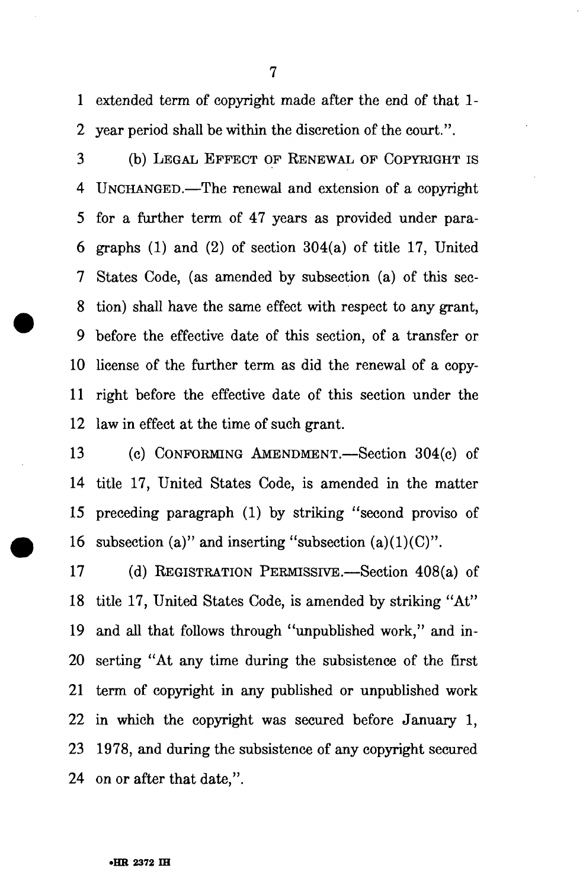extended term of copyright made after the end of that 1-year period shall be within the discretion of the court.".

(b) LEGAL EFFECT OF RENEWAL OF COPYRIGHT IS UNCHANGED.—The renewal and extension of a copyright for a further term of 47 years as provided under paragraphs (1) and (2) of section 304(a) of title 17, United States Code, (as amended by subsection (a) of this section) shall have the same effect with respect to any grant, before the effective date of this section, of a transfer or license of the further term as did the renewal of a copyright before the effective date of this section under the law in effect at the time of such grant.

(c) CONFORMING AMENDMENT.—Section 304(c) of title 17, United States Code, is amended in the matter preceding paragraph (1) by striking "second proviso of subsection (a)" and inserting "subsection (a)(1)(C)".

(d) REGISTRATION PERMISSIVE.—Section 408(a) of title 17, United States Code, is amended by striking "At" and all that follows through "unpublished work," and inserting "At any time during the subsistence of the first term of copyright in any published or unpublished work in which the copyright was secured before January 1, 1978, and during the subsistence of any copyright secured on or after that date,".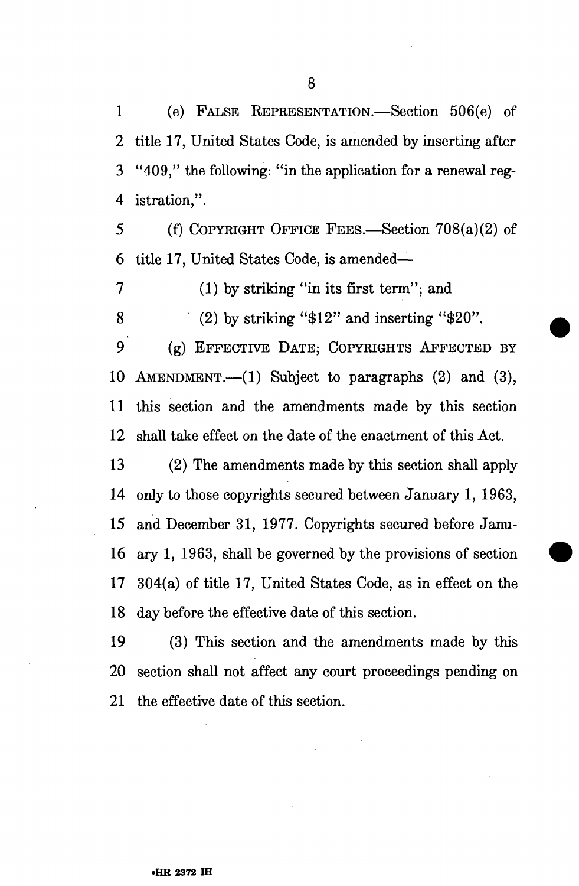(e) FALSE REPRESENTATION.—Section 506(e) of title 17, United States Code, is amended by inserting after "409," the following: "in the application for a renewal registration,".

(f) COPYRIGHT OFFICE FEES.—Section 708(a)(2) of title 17, United States Code, is amended—

(1) by striking "in its first term"; and

(2) by striking "$12" and inserting "$20".

(g) EFFECTIVE DATE; COPYRIGHTS AFFECTED BY AMENDMENT.—(1) Subject to paragraphs (2) and (3), this section and the amendments made by this section shall take effect on the date of the enactment of this Act.

(2) The amendments made by this section shall apply only to those copyrights secured between January 1, 1963, and December 31, 1977. Copyrights secured before January 1, 1963, shall be governed by the provisions of section 304(a) of title 17, United States Code, as in effect on the day before the effective date of this section.

(3) This section and the amendments made by this section shall not affect any court proceedings pending on the effective date of this section.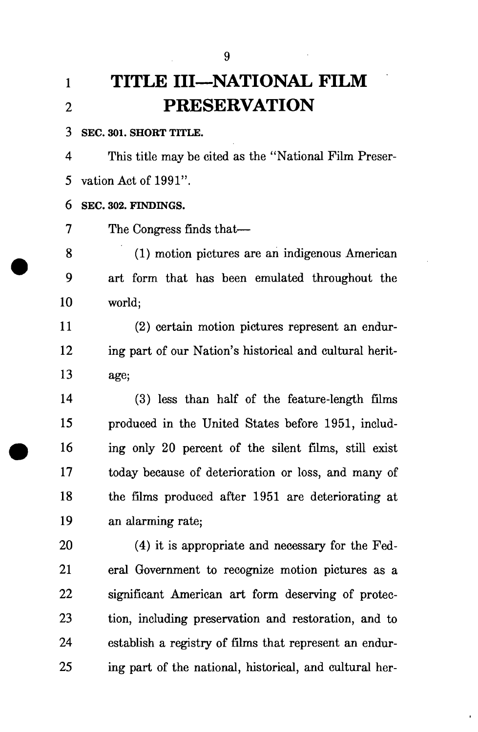# TITLE III—NATIONAL FILM PRESERVATION

**SEC. 301. SHORT TITLE.**

This title may be cited as the "National Film Preservation Act of 1991".

**SEC. 302. FINDINGS.**

The Congress finds that—

(1) motion pictures are an indigenous American art form that has been emulated throughout the world;

(2) certain motion pictures represent an enduring part of our Nation's historical and cultural heritage;

(3) less than half of the feature-length films produced in the United States before 1951, including only 20 percent of the silent films, still exist today because of deterioration or loss, and many of the films produced after 1951 are deteriorating at an alarming rate;

(4) it is appropriate and necessary for the Federal Government to recognize motion pictures as a significant American art form deserving of protection, including preservation and restoration, and to establish a registry of films that represent an enduring part of the national, historical, and cultural her-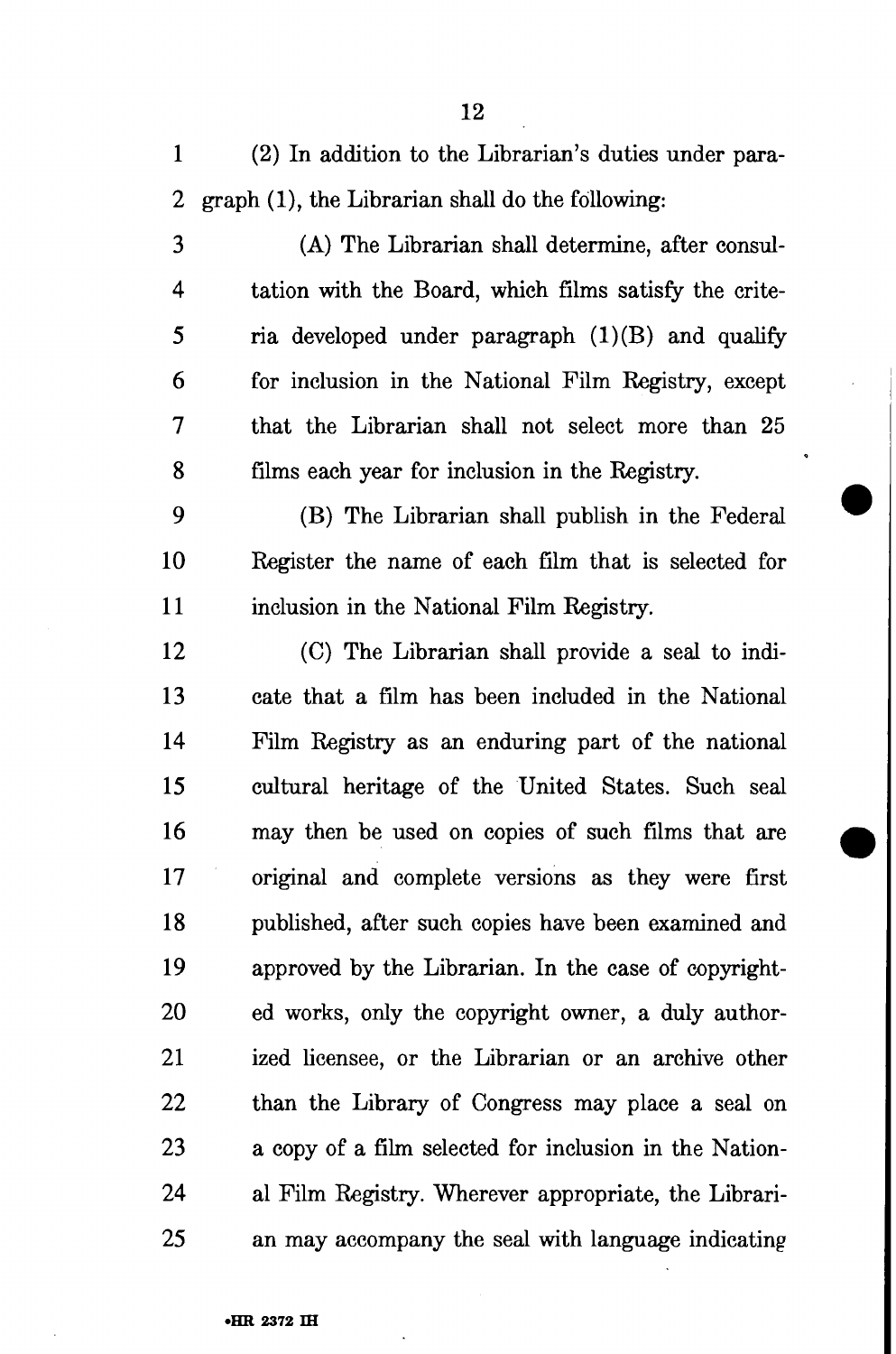(2) In addition to the Librarian's duties under paragraph (1), the Librarian shall do the following:

(A) The Librarian shall determine, after consultation with the Board, which films satisfy the criteria developed under paragraph (1)(B) and qualify for inclusion in the National Film Registry, except that the Librarian shall not select more than 25 films each year for inclusion in the Registry.

(B) The Librarian shall publish in the Federal Register the name of each film that is selected for inclusion in the National Film Registry.

(C) The Librarian shall provide a seal to indicate that a film has been included in the National Film Registry as an enduring part of the national cultural heritage of the United States. Such seal may then be used on copies of such films that are original and complete versions as they were first published, after such copies have been examined and approved by the Librarian. In the case of copyrighted works, only the copyright owner, a duly authorized licensee, or the Librarian or an archive other than the Library of Congress may place a seal on a copy of a film selected for inclusion in the National Film Registry. Wherever appropriate, the Librarian may accompany the seal with language indicating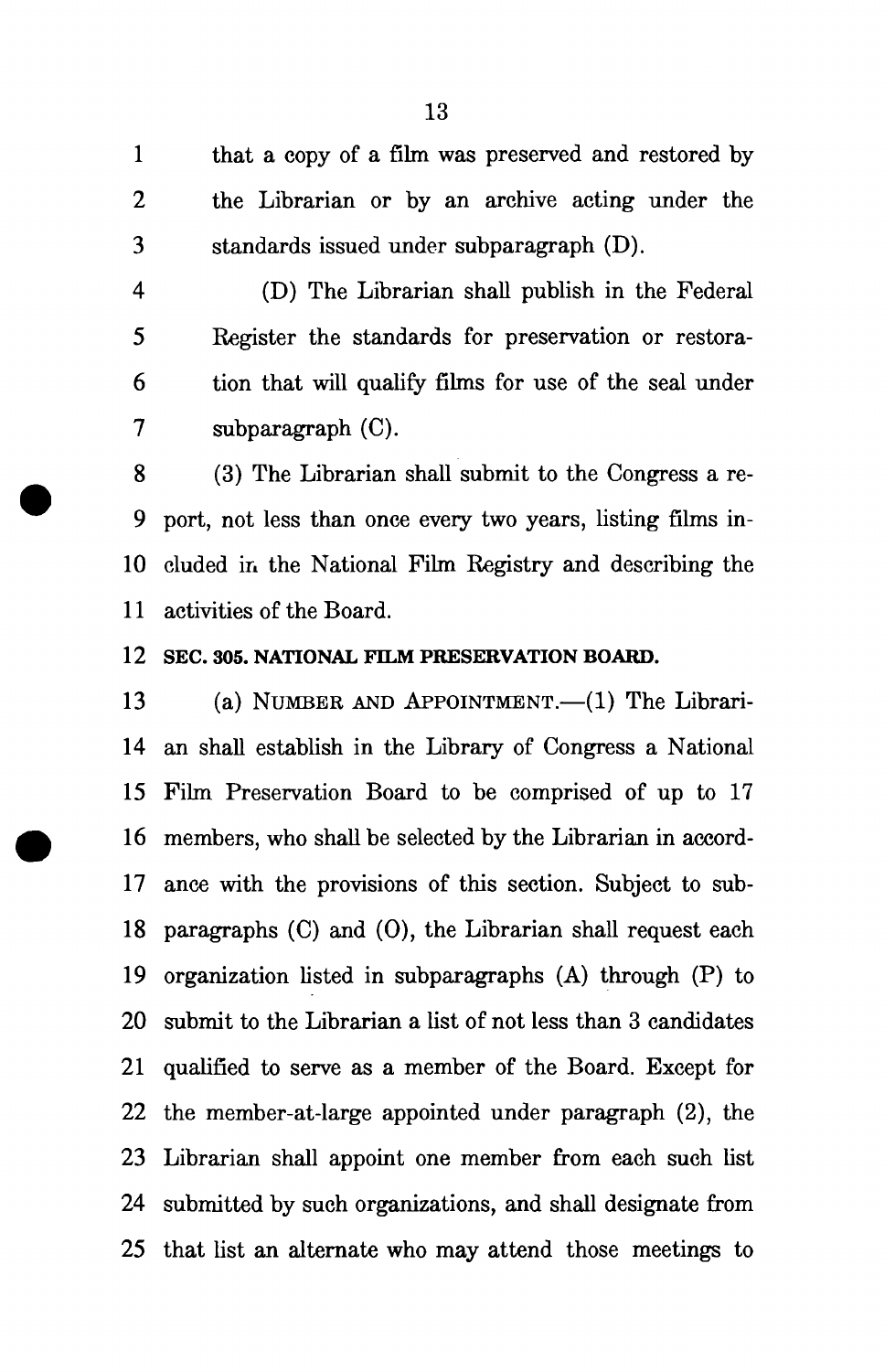that a copy of a film was preserved and restored by the Librarian or by an archive acting under the standards issued under subparagraph (D).

(D) The Librarian shall publish in the Federal Register the standards for preservation or restoration that will qualify films for use of the seal under subparagraph (C).

(3) The Librarian shall submit to the Congress a report, not less than once every two years, listing films included in the National Film Registry and describing the activities of the Board.

**SEC. 305. NATIONAL FILM PRESERVATION BOARD.**

(a) NUMBER AND APPOINTMENT.—(1) The Librarian shall establish in the Library of Congress a National Film Preservation Board to be comprised of up to 17 members, who shall be selected by the Librarian in accordance with the provisions of this section. Subject to subparagraphs (C) and (O), the Librarian shall request each organization listed in subparagraphs (A) through (P) to submit to the Librarian a list of not less than 3 candidates qualified to serve as a member of the Board. Except for the member-at-large appointed under paragraph (2), the Librarian shall appoint one member from each such list submitted by such organizations, and shall designate from that list an alternate who may attend those meetings to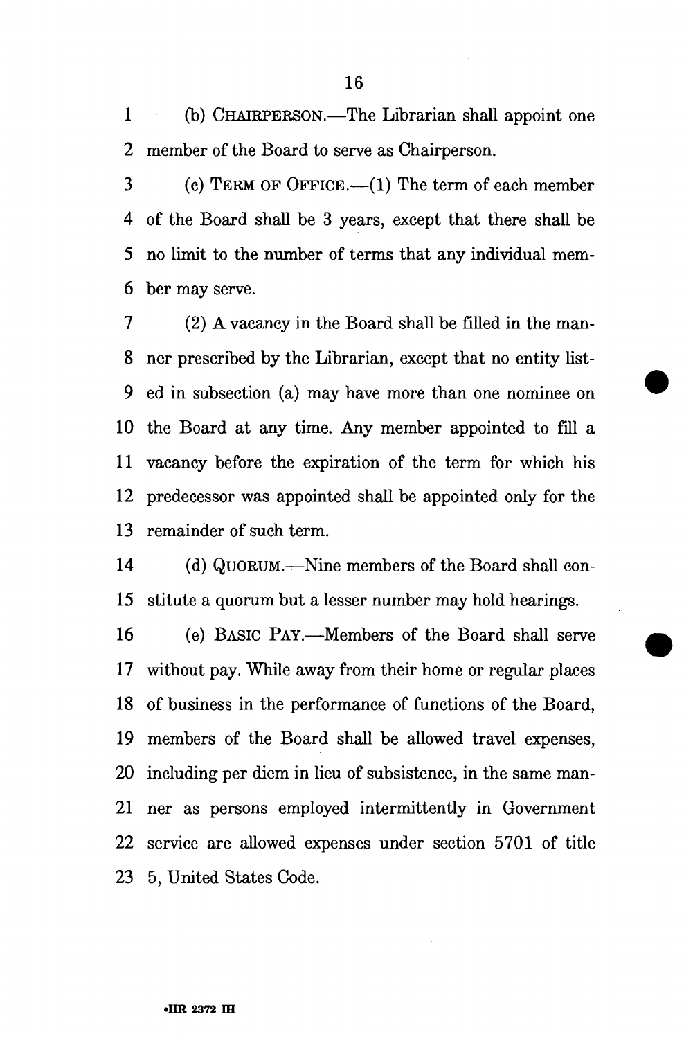(b) CHAIRPERSON.—The Librarian shall appoint one member of the Board to serve as Chairperson.

(c) TERM OF OFFICE.—(1) The term of each member of the Board shall be 3 years, except that there shall be no limit to the number of terms that any individual member may serve.

(2) A vacancy in the Board shall be filled in the manner prescribed by the Librarian, except that no entity listed in subsection (a) may have more than one nominee on the Board at any time. Any member appointed to fill a vacancy before the expiration of the term for which his predecessor was appointed shall be appointed only for the remainder of such term.

(d) QUORUM.—Nine members of the Board shall constitute a quorum but a lesser number may hold hearings.

(e) BASIC PAY.—Members of the Board shall serve without pay. While away from their home or regular places of business in the performance of functions of the Board, members of the Board shall be allowed travel expenses, including per diem in lieu of subsistence, in the same manner as persons employed intermittently in Government service are allowed expenses under section 5701 of title 5, United States Code.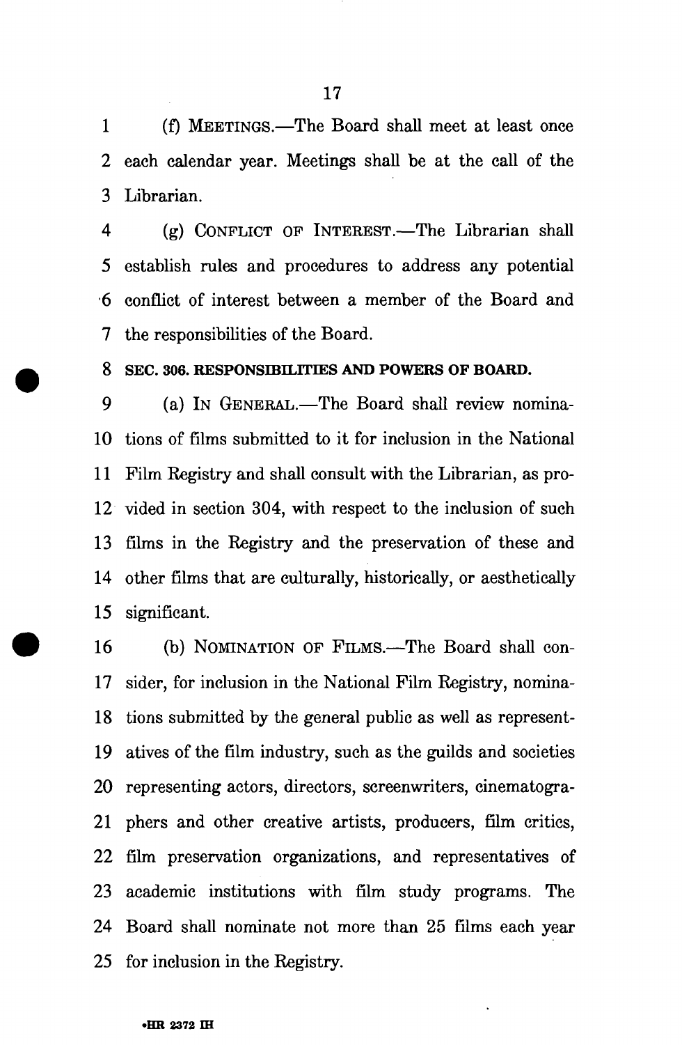(f) MEETINGS.—The Board shall meet at least once each calendar year. Meetings shall be at the call of the Librarian.

(g) CONFLICT OF INTEREST.—The Librarian shall establish rules and procedures to address any potential conflict of interest between a member of the Board and the responsibilities of the Board.

**SEC. 306. RESPONSIBILITIES AND POWERS OF BOARD.**

(a) IN GENERAL.—The Board shall review nominations of films submitted to it for inclusion in the National Film Registry and shall consult with the Librarian, as provided in section 304, with respect to the inclusion of such films in the Registry and the preservation of these and other films that are culturally, historically, or aesthetically significant.

(b) NOMINATION OF FILMS.—The Board shall consider, for inclusion in the National Film Registry, nominations submitted by the general public as well as representatives of the film industry, such as the guilds and societies representing actors, directors, screenwriters, cinematographers and other creative artists, producers, film critics, film preservation organizations, and representatives of academic institutions with film study programs. The Board shall nominate not more than 25 films each year for inclusion in the Registry.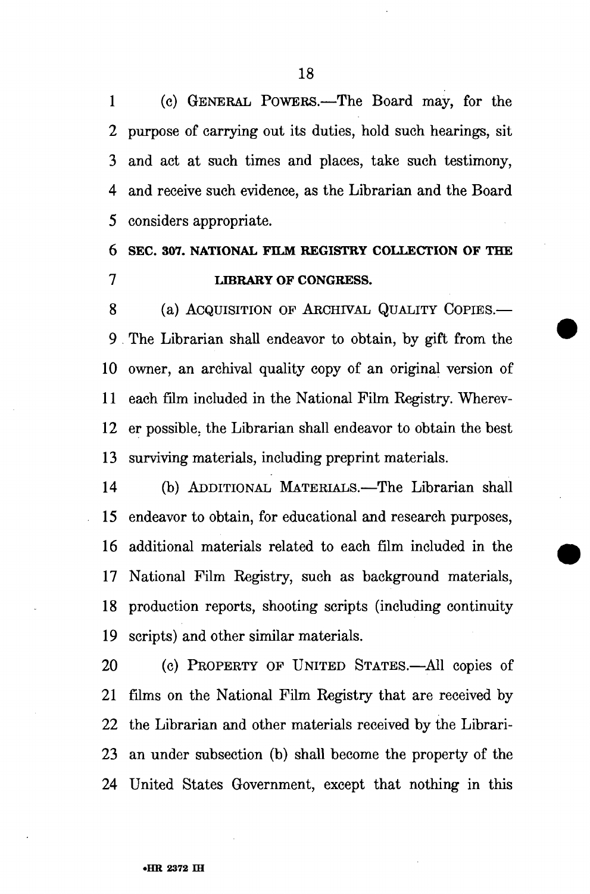(c) GENERAL POWERS.—The Board may, for the purpose of carrying out its duties, hold such hearings, sit and act at such times and places, take such testimony, and receive such evidence, as the Librarian and the Board considers appropriate.

### SEC. 307. NATIONAL FILM REGISTRY COLLECTION OF THE LIBRARY OF CONGRESS.

(a) ACQUISITION OF ARCHIVAL QUALITY COPIES.—The Librarian shall endeavor to obtain, by gift from the owner, an archival quality copy of an original version of each film included in the National Film Registry. Wherever possible, the Librarian shall endeavor to obtain the best surviving materials, including preprint materials.

(b) ADDITIONAL MATERIALS.—The Librarian shall endeavor to obtain, for educational and research purposes, additional materials related to each film included in the National Film Registry, such as background materials, production reports, shooting scripts (including continuity scripts) and other similar materials.

(c) PROPERTY OF UNITED STATES.—All copies of films on the National Film Registry that are received by the Librarian and other materials received by the Librarian under subsection (b) shall become the property of the United States Government, except that nothing in this

•HR 2372 IH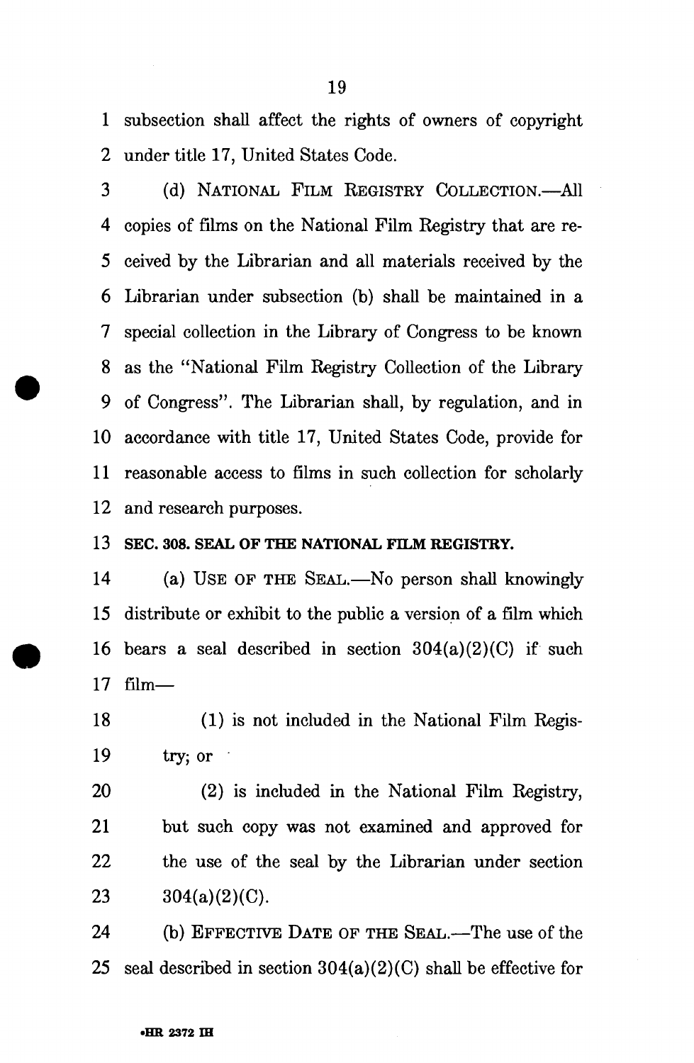subsection shall affect the rights of owners of copyright under title 17, United States Code.

(d) NATIONAL FILM REGISTRY COLLECTION.—All copies of films on the National Film Registry that are received by the Librarian and all materials received by the Librarian under subsection (b) shall be maintained in a special collection in the Library of Congress to be known as the "National Film Registry Collection of the Library of Congress". The Librarian shall, by regulation, and in accordance with title 17, United States Code, provide for reasonable access to films in such collection for scholarly and research purposes.

**SEC. 308. SEAL OF THE NATIONAL FILM REGISTRY.**

(a) USE OF THE SEAL.—No person shall knowingly distribute or exhibit to the public a version of a film which bears a seal described in section 304(a)(2)(C) if such film—

(1) is not included in the National Film Registry; or

(2) is included in the National Film Registry, but such copy was not examined and approved for the use of the seal by the Librarian under section 304(a)(2)(C).

(b) EFFECTIVE DATE OF THE SEAL.—The use of the seal described in section 304(a)(2)(C) shall be effective for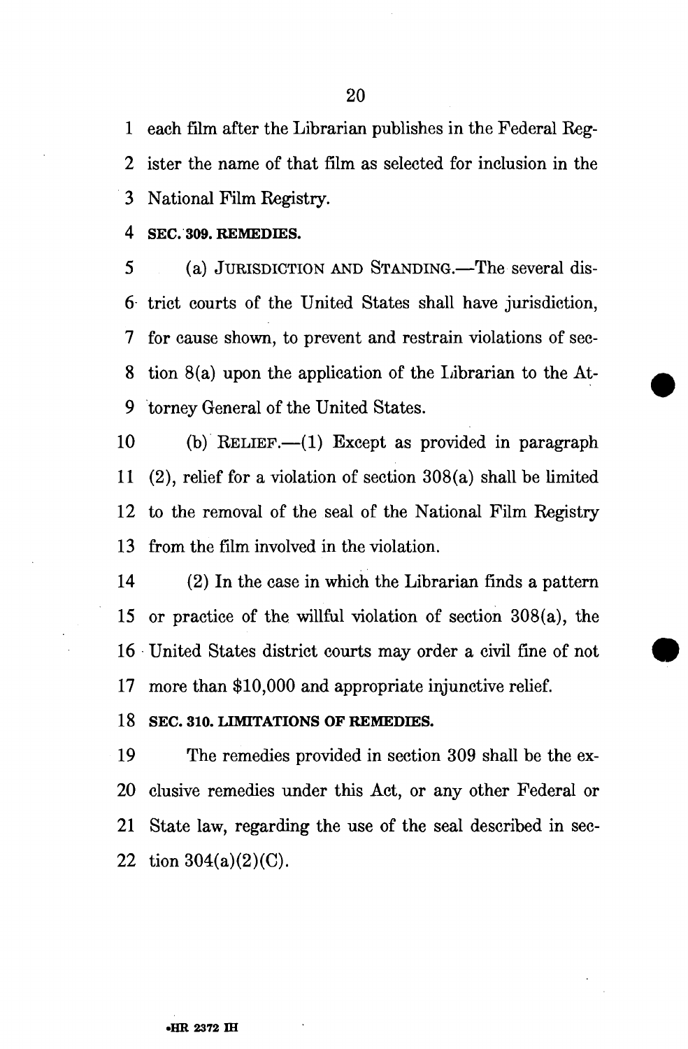each film after the Librarian publishes in the Federal Register the name of that film as selected for inclusion in the National Film Registry.

**SEC. 309. REMEDIES.**

(a) JURISDICTION AND STANDING.—The several district courts of the United States shall have jurisdiction, for cause shown, to prevent and restrain violations of section 8(a) upon the application of the Librarian to the Attorney General of the United States.

(b) RELIEF.—(1) Except as provided in paragraph (2), relief for a violation of section 308(a) shall be limited to the removal of the seal of the National Film Registry from the film involved in the violation.

(2) In the case in which the Librarian finds a pattern or practice of the willful violation of section 308(a), the United States district courts may order a civil fine of not more than $10,000 and appropriate injunctive relief.

**SEC. 310. LIMITATIONS OF REMEDIES.**

The remedies provided in section 309 shall be the exclusive remedies under this Act, or any other Federal or State law, regarding the use of the seal described in section 304(a)(2)(C).

•HR 2372 IH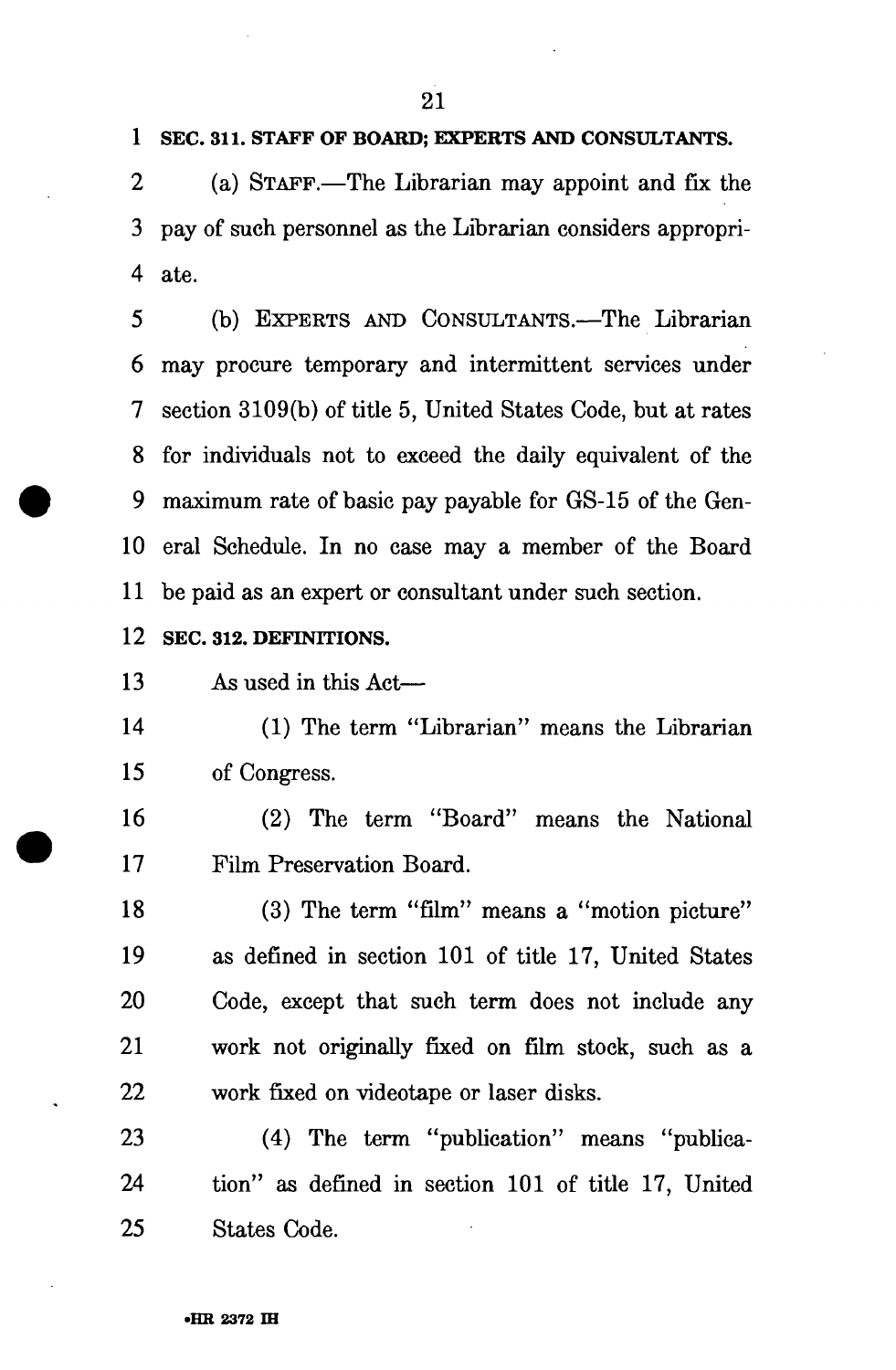**SEC. 311. STAFF OF BOARD; EXPERTS AND CONSULTANTS.**

(a) STAFF.—The Librarian may appoint and fix the pay of such personnel as the Librarian considers appropriate.

(b) EXPERTS AND CONSULTANTS.—The Librarian may procure temporary and intermittent services under section 3109(b) of title 5, United States Code, but at rates for individuals not to exceed the daily equivalent of the maximum rate of basic pay payable for GS-15 of the General Schedule. In no case may a member of the Board be paid as an expert or consultant under such section.

**SEC. 312. DEFINITIONS.**

As used in this Act—

(1) The term "Librarian" means the Librarian of Congress.

(2) The term "Board" means the National Film Preservation Board.

(3) The term "film" means a "motion picture" as defined in section 101 of title 17, United States Code, except that such term does not include any work not originally fixed on film stock, such as a work fixed on videotape or laser disks.

(4) The term "publication" means "publication" as defined in section 101 of title 17, United States Code.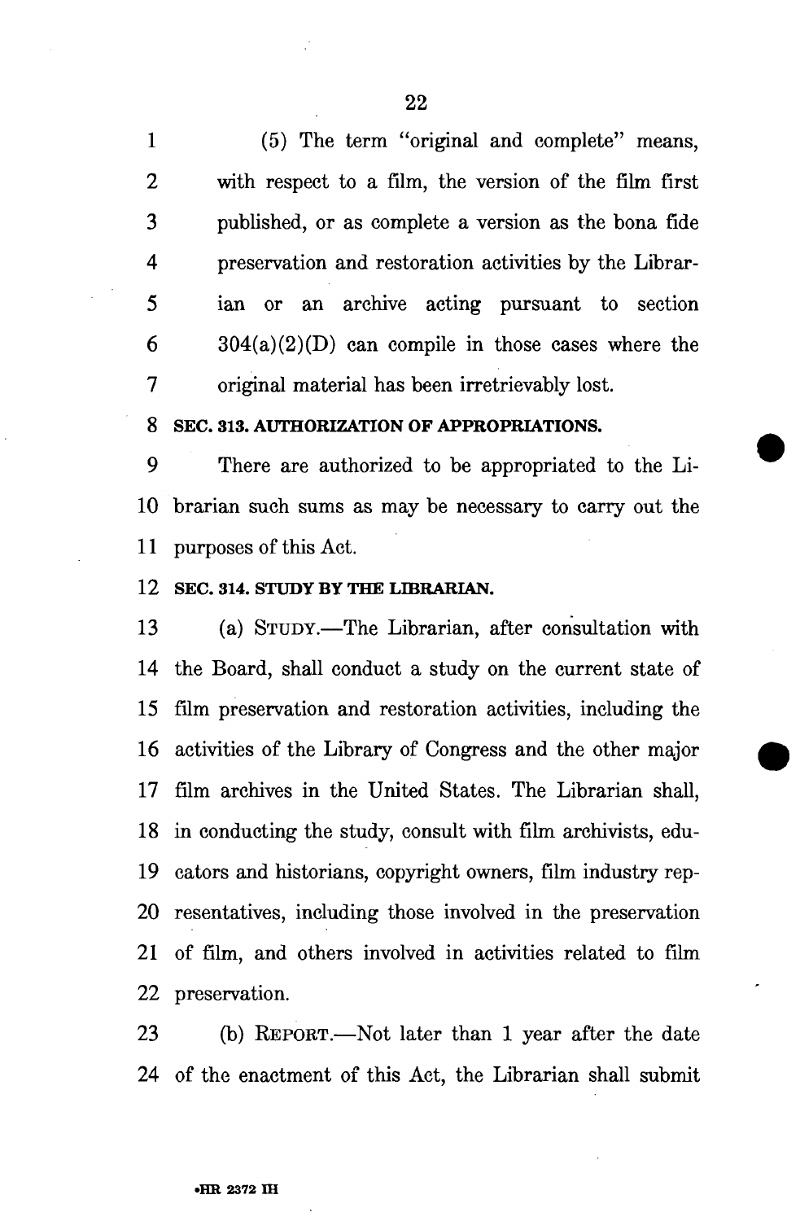(5) The term "original and complete" means, with respect to a film, the version of the film first published, or as complete a version as the bona fide preservation and restoration activities by the Librarian or an archive acting pursuant to section 304(a)(2)(D) can compile in those cases where the original material has been irretrievably lost.

**SEC. 313. AUTHORIZATION OF APPROPRIATIONS.**

There are authorized to be appropriated to the Librarian such sums as may be necessary to carry out the purposes of this Act.

**SEC. 314. STUDY BY THE LIBRARIAN.**

(a) STUDY.—The Librarian, after consultation with the Board, shall conduct a study on the current state of film preservation and restoration activities, including the activities of the Library of Congress and the other major film archives in the United States. The Librarian shall, in conducting the study, consult with film archivists, educators and historians, copyright owners, film industry representatives, including those involved in the preservation of film, and others involved in activities related to film preservation.

(b) REPORT.—Not later than 1 year after the date of the enactment of this Act, the Librarian shall submit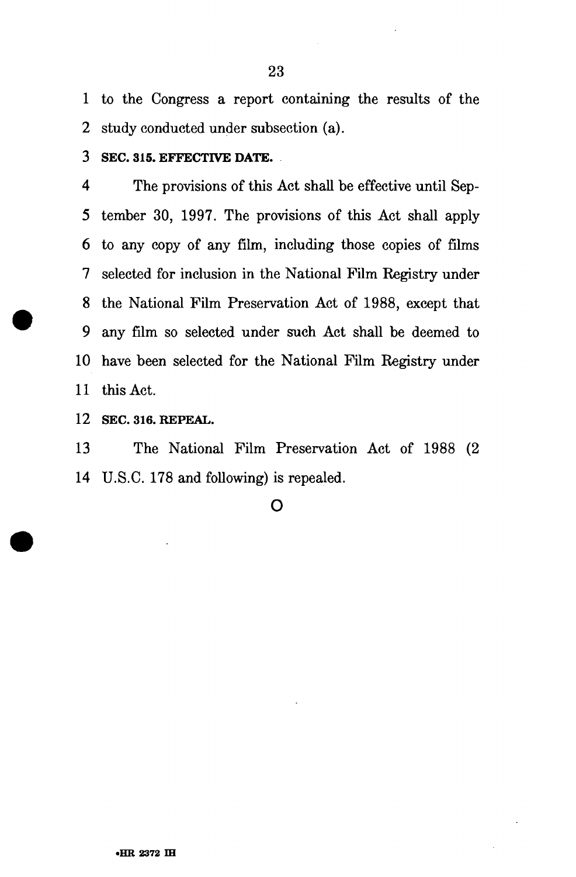to the Congress a report containing the results of the study conducted under subsection (a).

**SEC. 315. EFFECTIVE DATE.**

The provisions of this Act shall be effective until September 30, 1997. The provisions of this Act shall apply to any copy of any film, including those copies of films selected for inclusion in the National Film Registry under the National Film Preservation Act of 1988, except that any film so selected under such Act shall be deemed to have been selected for the National Film Registry under this Act.

**SEC. 316. REPEAL.**

The National Film Preservation Act of 1988 (2 U.S.C. 178 and following) is repealed.

O